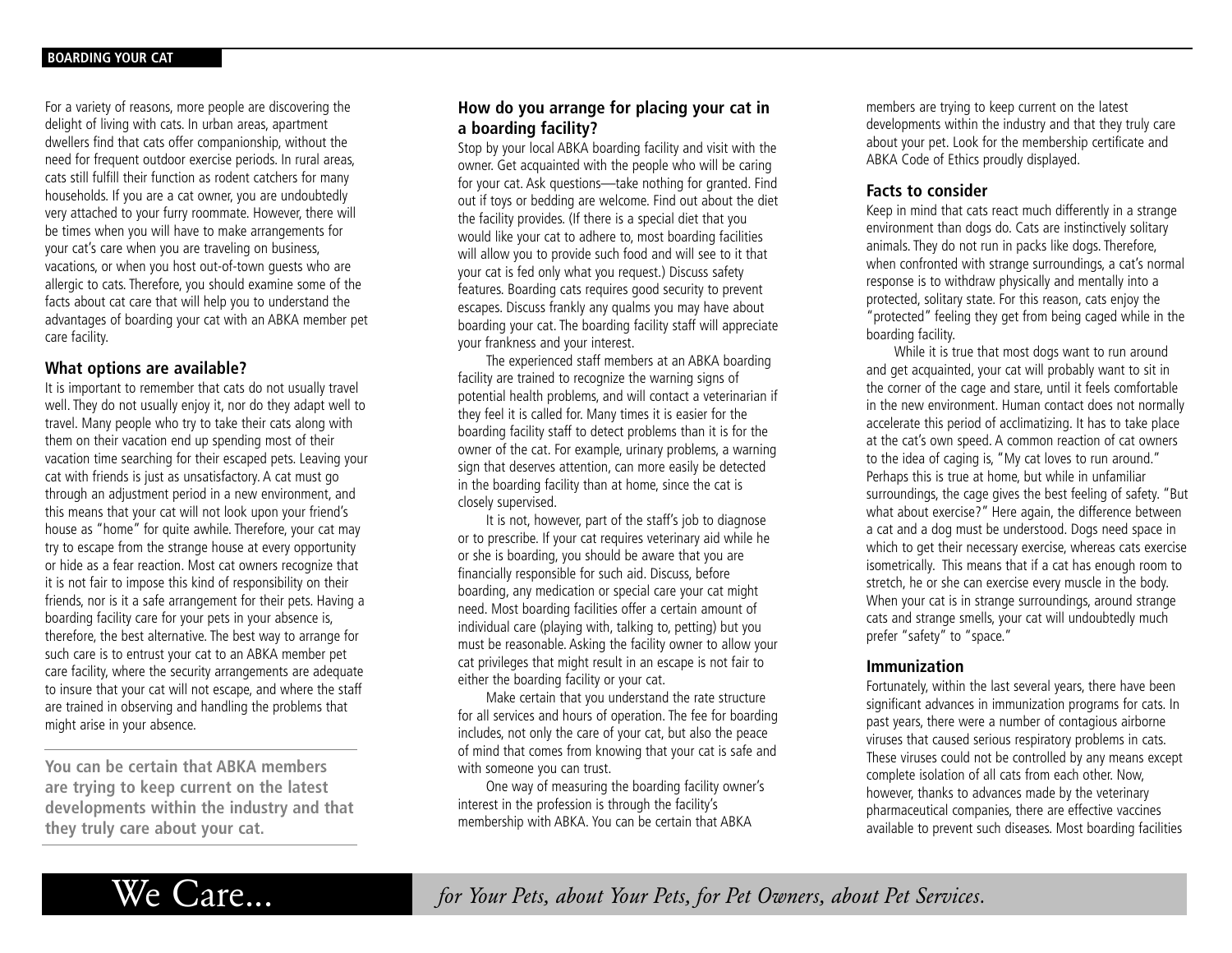# BOARDING YOUR CAT

For a variety of reasons, more people are discovering the delight of living with cats. In urban areas, apartment dwellers find that cats offer companionship, without the need for frequent outdoor exercise periods. In rural areas, cats still fulfill their function as rodent catchers for many households. If you are a cat owner, you are undoubtedly very attached to your furry roommate. However, there will be times when you will have to make arrangements for your cat's care when you are traveling on business, vacations, or when you host out-of-town guests who are allergic to cats. Therefore, you should examine some of the facts about cat care that will help you to understand the advantages of boarding your cat with an ABKA member pet care facility.

## What options are available?

It is important to remember that cats do not usually travel well. They do not usually enjoy it, nor do they adapt well to travel. Many people who try to take their cats along with them on their vacation end up spending most of their vacation time searching for their escaped pets. Leaving your cat with friends is just as unsatisfactory. A cat must go through an adjustment period in a new environment, and this means that your cat will not look upon your friend's house as "home" for quite awhile. Therefore, your cat may try to escape from the strange house at every opportunity or hide as a fear reaction. Most cat owners recognize that it is not fair to impose this kind of responsibility on their friends, nor is it a safe arrangement for their pets. Having a boarding facility care for your pets in your absence is, therefore, the best alternative. The best way to arrange for such care is to entrust your cat to an ABKA member pet care facility, where the security arrangements are adequate to insure that your cat will not escape, and where the staff are trained in observing and handling the problems that might arise in your absence.

**You can be certain that ABKA members are trying to keep current on the latest developments within the industry and that they truly care about your cat.**

## How do you arrange for placing your cat in a boarding facility?

Stop by your local ABKA boarding facility and visit with the owner. Get acquainted with the people who will be caring for your cat. Ask questions—take nothing for granted. Find out if toys or bedding are welcome. Find out about the diet the facility provides. (If there is a special diet that you would like your cat to adhere to, most boarding facilities will allow you to provide such food and will see to it that your cat is fed only what you request.) Discuss safety features. Boarding cats requires good security to prevent escapes. Discuss frankly any qualms you may have about boarding your cat. The boarding facility staff will appreciate your frankness and your interest.

The experienced staff members at an ABKA boarding facility are trained to recognize the warning signs of potential health problems, and will contact a veterinarian if they feel it is called for. Many times it is easier for the boarding facility staff to detect problems than it is for the owner of the cat. For example, urinary problems, a warning sign that deserves attention, can more easily be detected in the boarding facility than at home, since the cat is closely supervised.

It is not, however, part of the staff's job to diagnose or to prescribe. If your cat requires veterinary aid while he or she is boarding, you should be aware that you are financially responsible for such aid. Discuss, before boarding, any medication or special care your cat might need. Most boarding facilities offer a certain amount of individual care (playing with, talking to, petting) but you must be reasonable. Asking the facility owner to allow your cat privileges that might result in an escape is not fair to either the boarding facility or your cat.

Make certain that you understand the rate structure for all services and hours of operation. The fee for boarding includes, not only the care of your cat, but also the peace of mind that comes from knowing that your cat is safe and with someone you can trust.

One way of measuring the boarding facility owner's interest in the profession is through the facility's membership with ABKA. You can be certain that ABKA members are trying to keep current on the latest developments within the industry and that they truly care about your pet. Look for the membership certificate and ABKA Code of Ethics proudly displayed.

## Facts to consider

Keep in mind that cats react much differently in a strange environment than dogs do. Cats are instinctively solitary animals. They do not run in packs like dogs. Therefore, when confronted with strange surroundings, a cat's normal response is to withdraw physically and mentally into a protected, solitary state. For this reason, cats enjoy the "protected" feeling they get from being caged while in the boarding facility.

While it is true that most dogs want to run around and get acquainted, your cat will probably want to sit in the corner of the cage and stare, until it feels comfortable in the new environment. Human contact does not normally accelerate this period of acclimatizing. It has to take place at the cat's own speed. A common reaction of cat owners to the idea of caging is, "My cat loves to run around." Perhaps this is true at home, but while in unfamiliar surroundings, the cage gives the best feeling of safety. "But what about exercise?" Here again, the difference between a cat and a dog must be understood. Dogs need space in which to get their necessary exercise, whereas cats exercise isometrically. This means that if a cat has enough room to stretch, he or she can exercise every muscle in the body. When your cat is in strange surroundings, around strange cats and strange smells, your cat will undoubtedly much prefer "safety" to "space."

## Immunization

Fortunately, within the last several years, there have been significant advances in immunization programs for cats. In past years, there were a number of contagious airborne viruses that caused serious respiratory problems in cats. These viruses could not be controlled by any means except complete isolation of all cats from each other. Now, however, thanks to advances made by the veterinary pharmaceutical companies, there are effective vaccines available to prevent such diseases. Most boarding facilities

We Care... *for Your Pets, about Your Pets, for Pet Owners, about Pet Services.*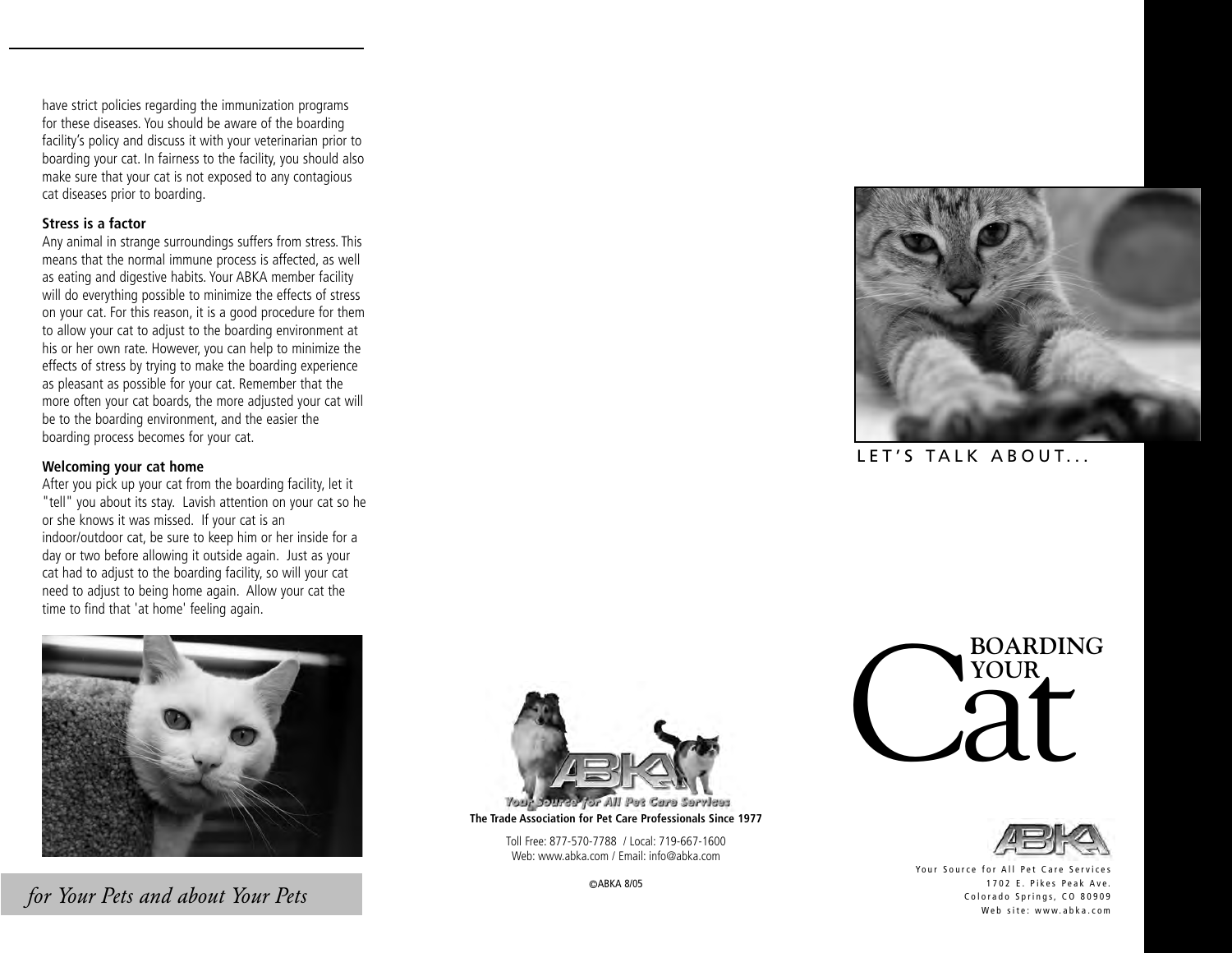have strict policies regarding the immunization programs for these diseases. You should be aware of the boarding facility's policy and discuss it with your veterinarian prior to boarding your cat. In fairness to the facility, you should also make sure that your cat is not exposed to any contagious cat diseases prior to boarding.

**Stress is a factor**

Any animal in strange surroundings suffers from stress. This means that the normal immune process is affected, as well as eating and digestive habits. Your ABKA member facility will do everything possible to minimize the effects of stress on your cat. For this reason, it is a good procedure for them to allow your cat to adjust to the boarding environment at his or her own rate. However, you can help to minimize the effects of stress by trying to make the boarding experience as pleasant as possible for your cat. Remember that the more often your cat boards, the more adjusted your cat will be to the boarding environment, and the easier the boarding process becomes for your cat.

**Welcoming your cat home**

After you pick up your cat from the boarding facility, let it "tell" you about its stay. Lavish attention on your cat so he or she knows it was missed. If your cat is an indoor/outdoor cat, be sure to keep him or her inside for a day or two before allowing it outside again. Just as your cat had to adjust to the boarding facility, so will your cat need to adjust to being home again. Allow your cat the time to find that 'at home' feeling again.

*for Your Pets and about Your Pets*

ABKA

Your Source for All Pet Care Services

**The Trade Association for Pet Care Professionals Since 1977**

Toll Free: 877-570-7788 / Local: 719-667-1600
Web: www.abka.com / Email: info@abka.com

©ABKA 8/05

LET'S TALK ABOUT...

# BOARDING YOUR Cat

ABKA

Your Source for All Pet Care Services
1702 E. Pikes Peak Ave.
Colorado Springs, CO 80909
Web site: www.abka.com